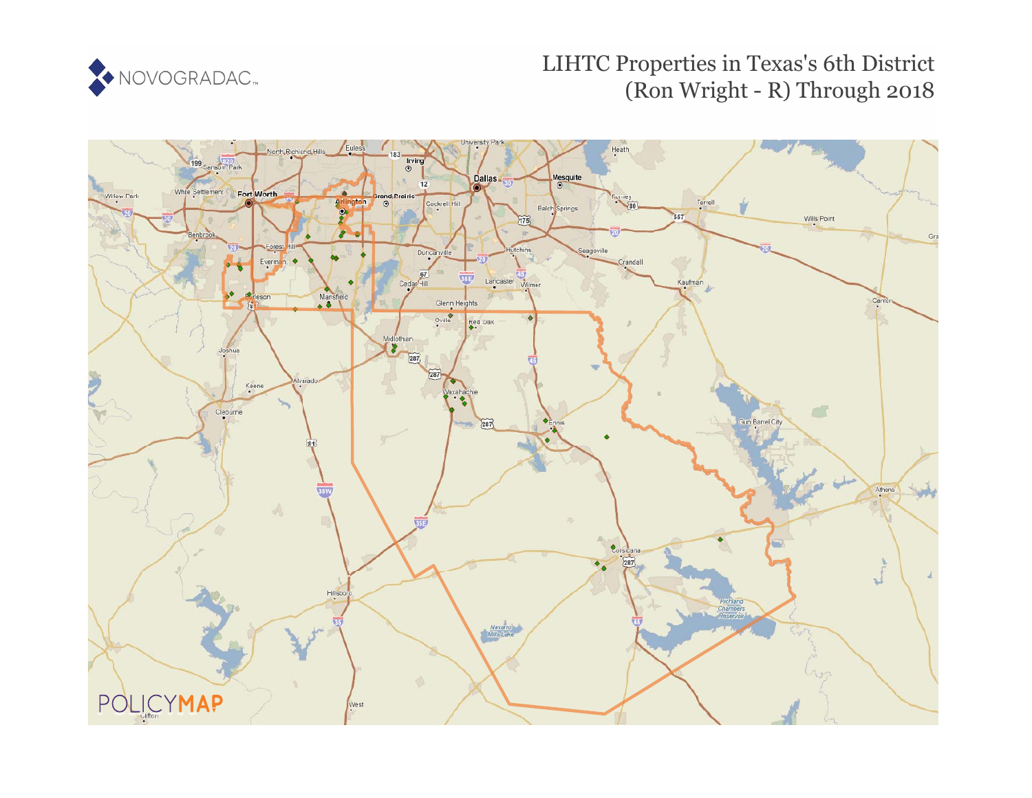NOVOGRADAC

# LIHTC Properties in Texas's 6th District (Ron Wright - R) Through 2018

POLICYMAP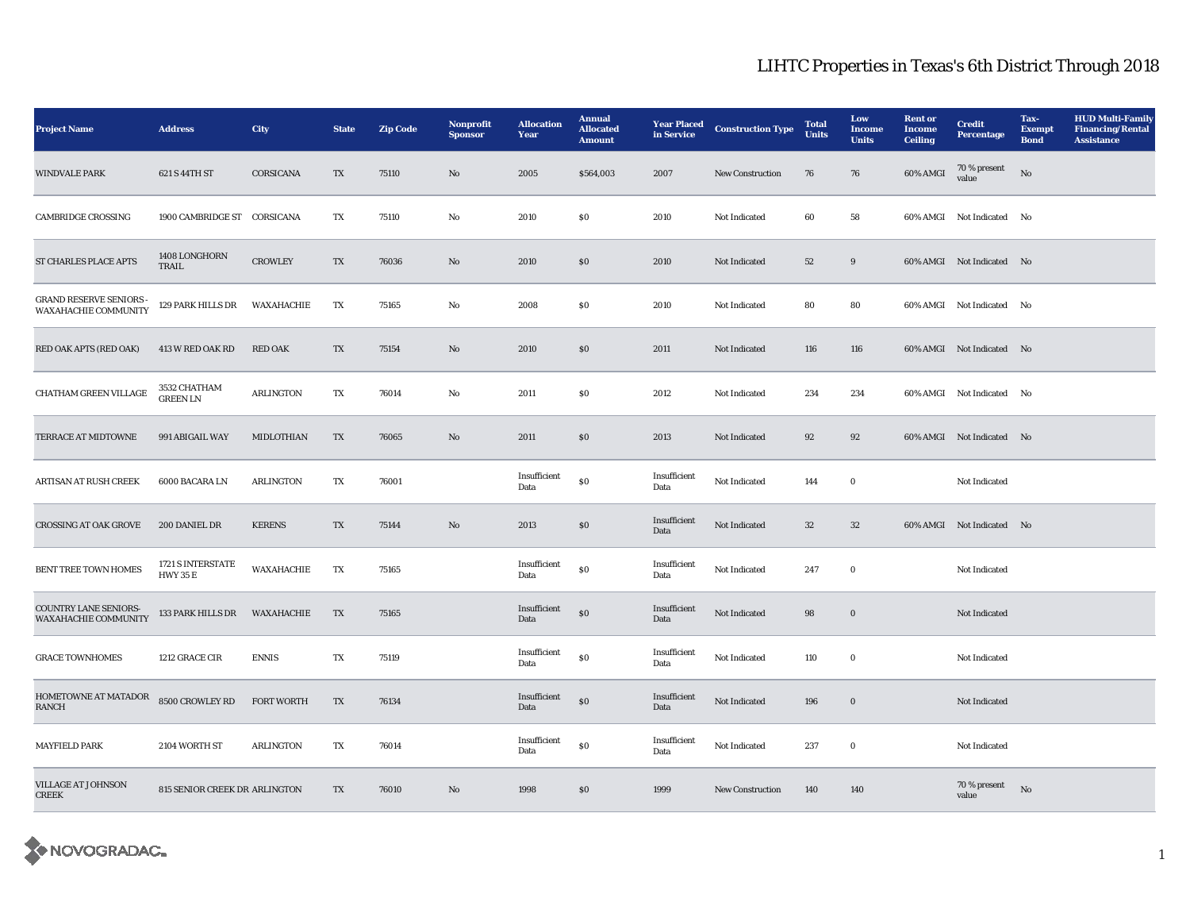# LIHTC Properties in Texas's 6th District Through 2018

| Project Name | Address | City | State | Zip Code | Nonprofit Sponsor | Allocation Year | Annual Allocated Amount | Year Placed in Service | Construction Type | Total Units | Low Income Units | Rent or Income Ceiling | Credit Percentage | Tax-Exempt Bond | HUD Multi-Family Financing/Rental Assistance |
|---|---|---|---|---|---|---|---|---|---|---|---|---|---|---|---|
| WINDVALE PARK | 621 S 44TH ST | CORSICANA | TX | 75110 | No | 2005 | $564,003 | 2007 | New Construction | 76 | 76 | 60% AMGI | 70 % present value | No | |
| CAMBRIDGE CROSSING | 1900 CAMBRIDGE ST | CORSICANA | TX | 75110 | No | 2010 | $0 | 2010 | Not Indicated | 60 | 58 | 60% AMGI | Not Indicated | No | |
| ST CHARLES PLACE APTS | 1408 LONGHORN TRAIL | CROWLEY | TX | 76036 | No | 2010 | $0 | 2010 | Not Indicated | 52 | 9 | 60% AMGI | Not Indicated | No | |
| GRAND RESERVE SENIORS - WAXAHACHIE COMMUNITY | 129 PARK HILLS DR | WAXAHACHIE | TX | 75165 | No | 2008 | $0 | 2010 | Not Indicated | 80 | 80 | 60% AMGI | Not Indicated | No | |
| RED OAK APTS (RED OAK) | 413 W RED OAK RD | RED OAK | TX | 75154 | No | 2010 | $0 | 2011 | Not Indicated | 116 | 116 | 60% AMGI | Not Indicated | No | |
| CHATHAM GREEN VILLAGE | 3532 CHATHAM GREEN LN | ARLINGTON | TX | 76014 | No | 2011 | $0 | 2012 | Not Indicated | 234 | 234 | 60% AMGI | Not Indicated | No | |
| TERRACE AT MIDTOWNE | 991 ABIGAIL WAY | MIDLOTHIAN | TX | 76065 | No | 2011 | $0 | 2013 | Not Indicated | 92 | 92 | 60% AMGI | Not Indicated | No | |
| ARTISAN AT RUSH CREEK | 6000 BACARA LN | ARLINGTON | TX | 76001 | | Insufficient Data | $0 | Insufficient Data | Not Indicated | 144 | 0 | | Not Indicated | | |
| CROSSING AT OAK GROVE | 200 DANIEL DR | KERENS | TX | 75144 | No | 2013 | $0 | Insufficient Data | Not Indicated | 32 | 32 | 60% AMGI | Not Indicated | No | |
| BENT TREE TOWN HOMES | 1721 S INTERSTATE HWY 35 E | WAXAHACHIE | TX | 75165 | | Insufficient Data | $0 | Insufficient Data | Not Indicated | 247 | 0 | | Not Indicated | | |
| COUNTRY LANE SENIORS-WAXAHACHIE COMMUNITY | 133 PARK HILLS DR | WAXAHACHIE | TX | 75165 | | Insufficient Data | $0 | Insufficient Data | Not Indicated | 98 | 0 | | Not Indicated | | |
| GRACE TOWNHOMES | 1212 GRACE CIR | ENNIS | TX | 75119 | | Insufficient Data | $0 | Insufficient Data | Not Indicated | 110 | 0 | | Not Indicated | | |
| HOMETOWNE AT MATADOR RANCH | 8500 CROWLEY RD | FORT WORTH | TX | 76134 | | Insufficient Data | $0 | Insufficient Data | Not Indicated | 196 | 0 | | Not Indicated | | |
| MAYFIELD PARK | 2104 WORTH ST | ARLINGTON | TX | 76014 | | Insufficient Data | $0 | Insufficient Data | Not Indicated | 237 | 0 | | Not Indicated | | |
| VILLAGE AT JOHNSON CREEK | 815 SENIOR CREEK DR | ARLINGTON | TX | 76010 | No | 1998 | $0 | 1999 | New Construction | 140 | 140 | | 70 % present value | No | |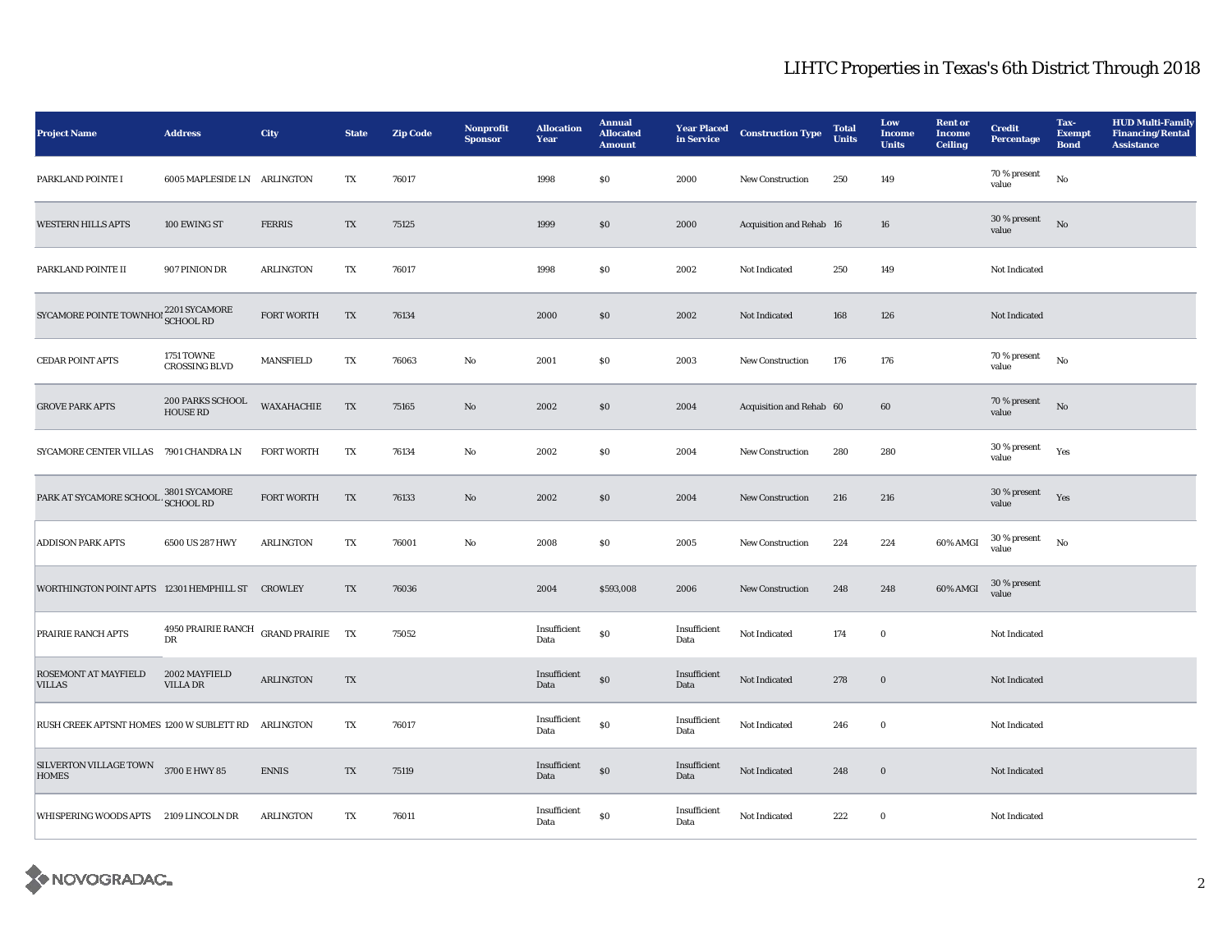# LIHTC Properties in Texas's 6th District Through 2018

| Project Name | Address | City | State | Zip Code | Nonprofit Sponsor | Allocation Year | Annual Allocated Amount | Year Placed in Service | Construction Type | Total Units | Low Income Units | Rent or Income Ceiling | Credit Percentage | Tax-Exempt Bond | HUD Multi-Family Financing/Rental Assistance |
|---|---|---|---|---|---|---|---|---|---|---|---|---|---|---|---|
| PARKLAND POINTE I | 6005 MAPLESIDE LN | ARLINGTON | TX | 76017 | | 1998 | $0 | 2000 | New Construction | 250 | 149 | | 70 % present value | No | |
| WESTERN HILLS APTS | 100 EWING ST | FERRIS | TX | 75125 | | 1999 | $0 | 2000 | Acquisition and Rehab | 16 | 16 | | 30 % present value | No | |
| PARKLAND POINTE II | 907 PINION DR | ARLINGTON | TX | 76017 | | 1998 | $0 | 2002 | Not Indicated | 250 | 149 | | Not Indicated | | |
| SYCAMORE POINTE TOWNHOI | 2201 SYCAMORE SCHOOL RD | FORT WORTH | TX | 76134 | | 2000 | $0 | 2002 | Not Indicated | 168 | 126 | | Not Indicated | | |
| CEDAR POINT APTS | 1751 TOWNE CROSSING BLVD | MANSFIELD | TX | 76063 | No | 2001 | $0 | 2003 | New Construction | 176 | 176 | | 70 % present value | No | |
| GROVE PARK APTS | 200 PARKS SCHOOL HOUSE RD | WAXAHACHIE | TX | 75165 | No | 2002 | $0 | 2004 | Acquisition and Rehab | 60 | 60 | | 70 % present value | No | |
| SYCAMORE CENTER VILLAS | 7901 CHANDRA LN | FORT WORTH | TX | 76134 | No | 2002 | $0 | 2004 | New Construction | 280 | 280 | | 30 % present value | Yes | |
| PARK AT SYCAMORE SCHOOL | 3801 SYCAMORE SCHOOL RD | FORT WORTH | TX | 76133 | No | 2002 | $0 | 2004 | New Construction | 216 | 216 | | 30 % present value | Yes | |
| ADDISON PARK APTS | 6500 US 287 HWY | ARLINGTON | TX | 76001 | No | 2008 | $0 | 2005 | New Construction | 224 | 224 | 60% AMGI | 30 % present value | No | |
| WORTHINGTON POINT APTS | 12301 HEMPHILL ST | CROWLEY | TX | 76036 | | 2004 | $593,008 | 2006 | New Construction | 248 | 248 | 60% AMGI | 30 % present value | | |
| PRAIRIE RANCH APTS | 4950 PRAIRIE RANCH DR | GRAND PRAIRIE | TX | 75052 | | Insufficient Data | $0 | Insufficient Data | Not Indicated | 174 | 0 | | Not Indicated | | |
| ROSEMONT AT MAYFIELD VILLAS | 2002 MAYFIELD VILLA DR | ARLINGTON | TX | | | Insufficient Data | $0 | Insufficient Data | Not Indicated | 278 | 0 | | Not Indicated | | |
| RUSH CREEK APTSNT HOMES | 1200 W SUBLETT RD | ARLINGTON | TX | 76017 | | Insufficient Data | $0 | Insufficient Data | Not Indicated | 246 | 0 | | Not Indicated | | |
| SILVERTON VILLAGE TOWN HOMES | 3700 E HWY 85 | ENNIS | TX | 75119 | | Insufficient Data | $0 | Insufficient Data | Not Indicated | 248 | 0 | | Not Indicated | | |
| WHISPERING WOODS APTS | 2109 LINCOLN DR | ARLINGTON | TX | 76011 | | Insufficient Data | $0 | Insufficient Data | Not Indicated | 222 | 0 | | Not Indicated | | |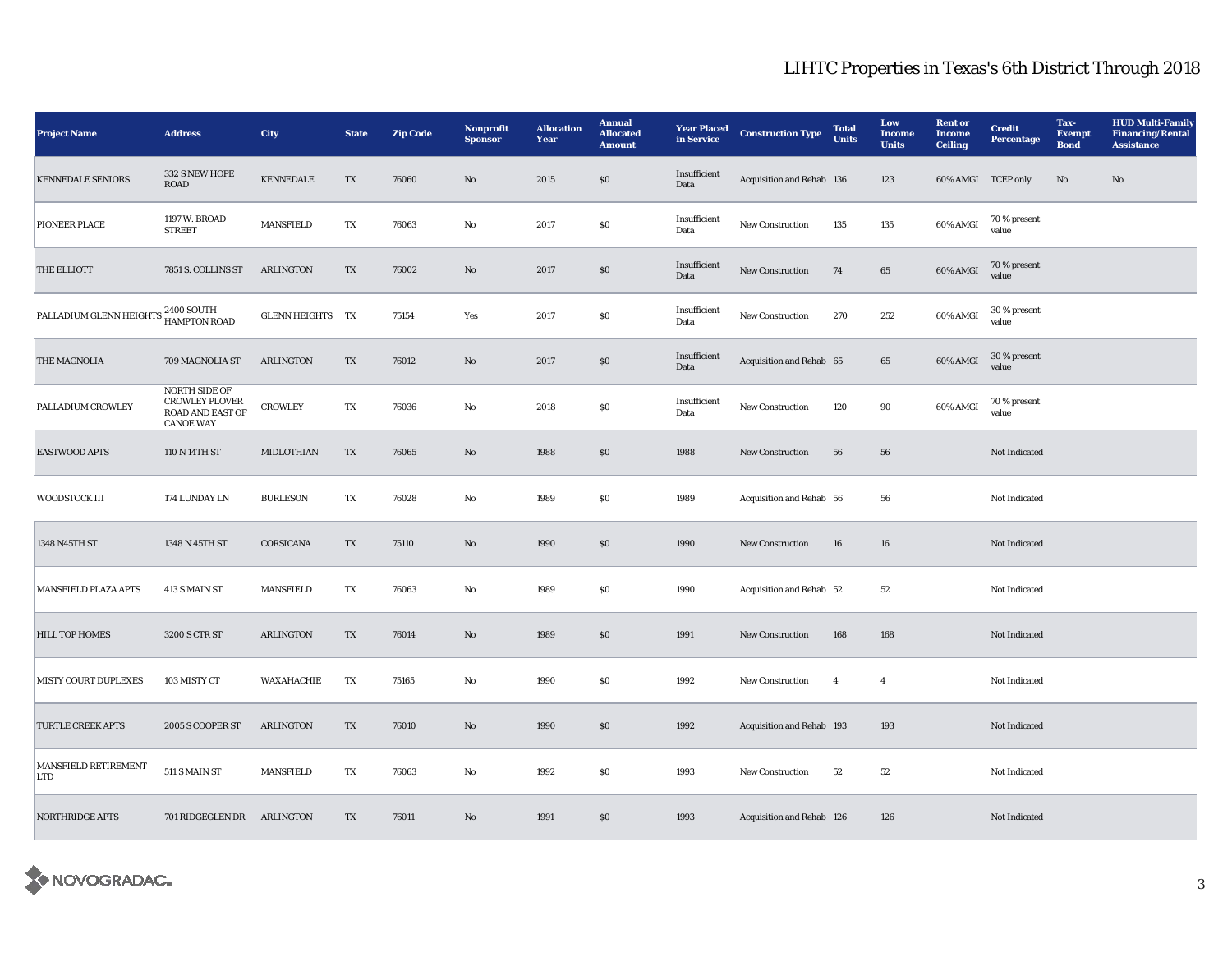## LIHTC Properties in Texas's 6th District Through 2018

| Project Name | Address | City | State | Zip Code | Nonprofit Sponsor | Allocation Year | Annual Allocated Amount | Year Placed in Service | Construction Type | Total Units | Low Income Units | Rent or Income Ceiling | Credit Percentage | Tax-Exempt Bond | HUD Multi-Family Financing/Rental Assistance |
|---|---|---|---|---|---|---|---|---|---|---|---|---|---|---|---|
| KENNEDALE SENIORS | 332 S NEW HOPE ROAD | KENNEDALE | TX | 76060 | No | 2015 | $0 | Insufficient Data | Acquisition and Rehab | 136 | 123 | 60% AMGI | TCEP only | No | No |
| PIONEER PLACE | 1197 W. BROAD STREET | MANSFIELD | TX | 76063 | No | 2017 | $0 | Insufficient Data | New Construction | 135 | 135 | 60% AMGI | 70 % present value | | |
| THE ELLIOTT | 7851 S. COLLINS ST | ARLINGTON | TX | 76002 | No | 2017 | $0 | Insufficient Data | New Construction | 74 | 65 | 60% AMGI | 70 % present value | | |
| PALLADIUM GLENN HEIGHTS | 2400 SOUTH HAMPTON ROAD | GLENN HEIGHTS | TX | 75154 | Yes | 2017 | $0 | Insufficient Data | New Construction | 270 | 252 | 60% AMGI | 30 % present value | | |
| THE MAGNOLIA | 709 MAGNOLIA ST | ARLINGTON | TX | 76012 | No | 2017 | $0 | Insufficient Data | Acquisition and Rehab | 65 | 65 | 60% AMGI | 30 % present value | | |
| PALLADIUM CROWLEY | NORTH SIDE OF CROWLEY PLOVER ROAD AND EAST OF CANOE WAY | CROWLEY | TX | 76036 | No | 2018 | $0 | Insufficient Data | New Construction | 120 | 90 | 60% AMGI | 70 % present value | | |
| EASTWOOD APTS | 110 N 14TH ST | MIDLOTHIAN | TX | 76065 | No | 1988 | $0 | 1988 | New Construction | 56 | 56 | | Not Indicated | | |
| WOODSTOCK III | 174 LUNDAY LN | BURLESON | TX | 76028 | No | 1989 | $0 | 1989 | Acquisition and Rehab | 56 | 56 | | Not Indicated | | |
| 1348 N45TH ST | 1348 N 45TH ST | CORSICANA | TX | 75110 | No | 1990 | $0 | 1990 | New Construction | 16 | 16 | | Not Indicated | | |
| MANSFIELD PLAZA APTS | 413 S MAIN ST | MANSFIELD | TX | 76063 | No | 1989 | $0 | 1990 | Acquisition and Rehab | 52 | 52 | | Not Indicated | | |
| HILL TOP HOMES | 3200 S CTR ST | ARLINGTON | TX | 76014 | No | 1989 | $0 | 1991 | New Construction | 168 | 168 | | Not Indicated | | |
| MISTY COURT DUPLEXES | 103 MISTY CT | WAXAHACHIE | TX | 75165 | No | 1990 | $0 | 1992 | New Construction | 4 | 4 | | Not Indicated | | |
| TURTLE CREEK APTS | 2005 S COOPER ST | ARLINGTON | TX | 76010 | No | 1990 | $0 | 1992 | Acquisition and Rehab | 193 | 193 | | Not Indicated | | |
| MANSFIELD RETIREMENT LTD | 511 S MAIN ST | MANSFIELD | TX | 76063 | No | 1992 | $0 | 1993 | New Construction | 52 | 52 | | Not Indicated | | |
| NORTHRIDGE APTS | 701 RIDGEGLEN DR | ARLINGTON | TX | 76011 | No | 1991 | $0 | 1993 | Acquisition and Rehab | 126 | 126 | | Not Indicated | | |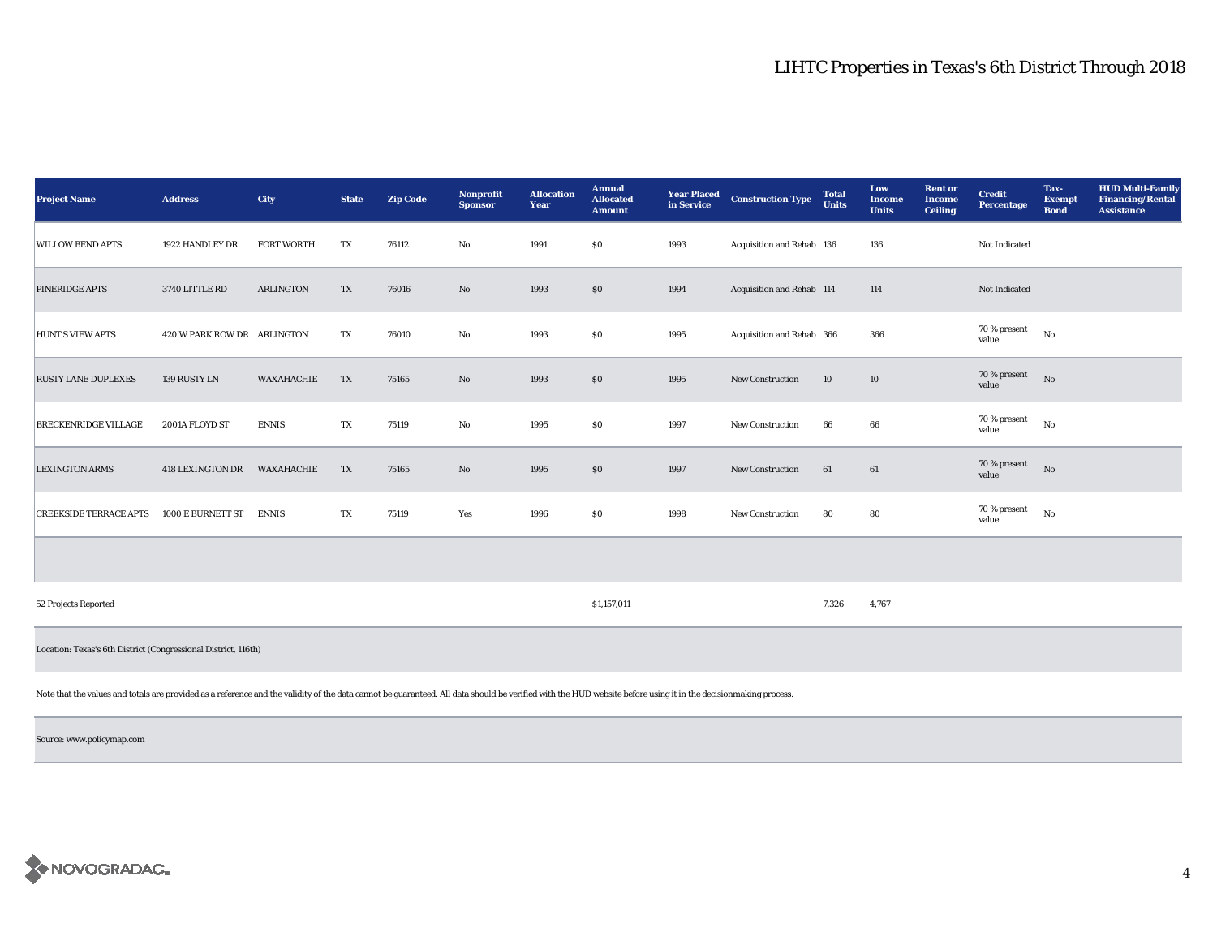| Project Name | Address | City | State | Zip Code | Nonprofit Sponsor | Allocation Year | Annual Allocated Amount | Year Placed in Service | Construction Type | Total Units | Low Income Units | Rent or Income Ceiling | Credit Percentage | Tax-Exempt Bond | HUD Multi-Family Financing/Rental Assistance |
|---|---|---|---|---|---|---|---|---|---|---|---|---|---|---|---|
| WILLOW BEND APTS | 1922 HANDLEY DR | FORT WORTH | TX | 76112 | No | 1991 | $0 | 1993 | Acquisition and Rehab | 136 | 136 | | Not Indicated | | |
| PINERIDGE APTS | 3740 LITTLE RD | ARLINGTON | TX | 76016 | No | 1993 | $0 | 1994 | Acquisition and Rehab | 114 | 114 | | Not Indicated | | |
| HUNT'S VIEW APTS | 420 W PARK ROW DR | ARLINGTON | TX | 76010 | No | 1993 | $0 | 1995 | Acquisition and Rehab | 366 | 366 | | 70 % present value | No | |
| RUSTY LANE DUPLEXES | 139 RUSTY LN | WAXAHACHIE | TX | 75165 | No | 1993 | $0 | 1995 | New Construction | 10 | 10 | | 70 % present value | No | |
| BRECKENRIDGE VILLAGE | 2001A FLOYD ST | ENNIS | TX | 75119 | No | 1995 | $0 | 1997 | New Construction | 66 | 66 | | 70 % present value | No | |
| LEXINGTON ARMS | 418 LEXINGTON DR | WAXAHACHIE | TX | 75165 | No | 1995 | $0 | 1997 | New Construction | 61 | 61 | | 70 % present value | No | |
| CREEKSIDE TERRACE APTS | 1000 E BURNETT ST | ENNIS | TX | 75119 | Yes | 1996 | $0 | 1998 | New Construction | 80 | 80 | | 70 % present value | No | |
| | | | | | | | | | | | | | | | |
| 52 Projects Reported | | | | | | | $1,157,011 | | | 7,326 | 4,767 | | | | |

Location: Texas's 6th District (Congressional District, 116th)

Note that the values and totals are provided as a reference and the validity of the data cannot be guaranteed. All data should be verified with the HUD website before using it in the decisionmaking process.

Source: www.policymap.com